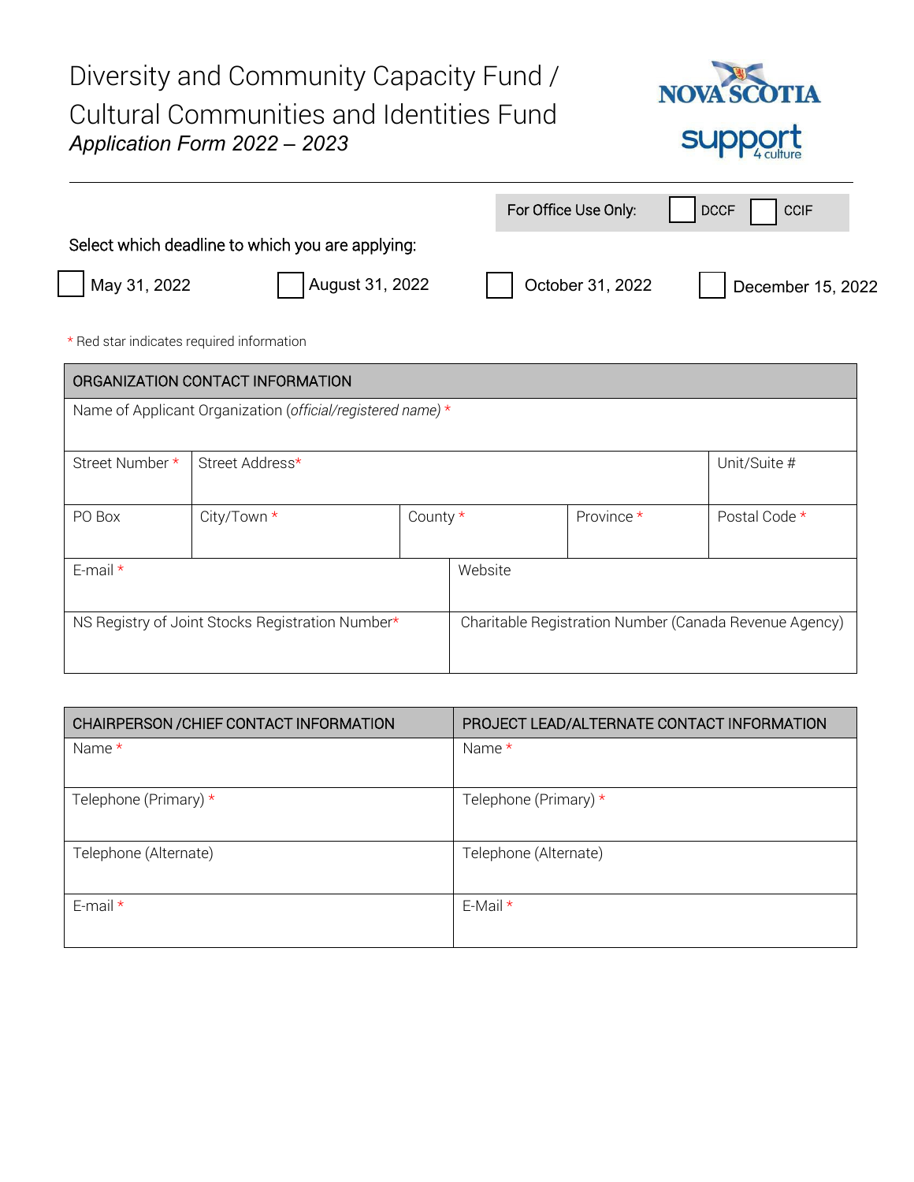# Diversity and Community Capacity Fund / Cultural Communities and Identities Fund

*Application Form 2022 – 2023*

For Office Use Only: ☐ DCCF ☐ CCIF

Select which deadline to which you are applying:

☐ May 31, 2022 ☐ August 31, 2022 ☐ October 31, 2022 ☐ December 15, 2022

\* Red star indicates required information

| ORGANIZATION CONTACT INFORMATION | | | | | |
|---|---|---|---|---|---|
| Name of Applicant Organization (*official/registered name*) * | | | | | |
| Street Number * | Street Address* | | | | Unit/Suite # |
| PO Box | City/Town * | | County * | Province * | Postal Code * |
| E-mail * | | | Website | | |
| NS Registry of Joint Stocks Registration Number* | | | Charitable Registration Number (Canada Revenue Agency) | | |

| CHAIRPERSON /CHIEF CONTACT INFORMATION | PROJECT LEAD/ALTERNATE CONTACT INFORMATION |
|---|---|
| Name * | Name * |
| Telephone (Primary) * | Telephone (Primary) * |
| Telephone (Alternate) | Telephone (Alternate) |
| E-mail * | E-Mail * |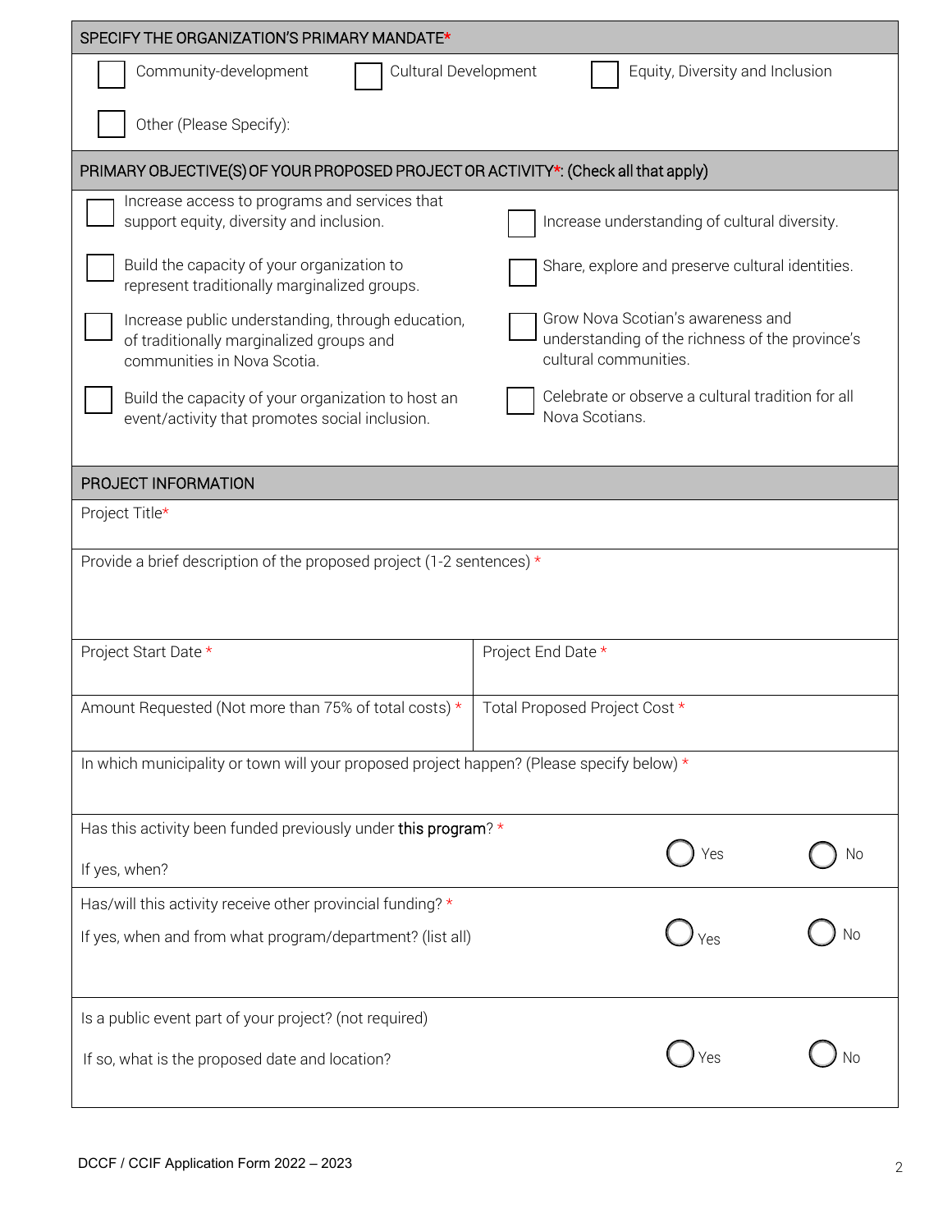## SPECIFY THE ORGANIZATION'S PRIMARY MANDATE*

- [ ] Community-development
- [ ] Cultural Development
- [ ] Equity, Diversity and Inclusion
- [ ] Other (Please Specify):

## PRIMARY OBJECTIVE(S) OF YOUR PROPOSED PROJECT OR ACTIVITY*: (Check all that apply)

- [ ] Increase access to programs and services that support equity, diversity and inclusion.
- [ ] Build the capacity of your organization to represent traditionally marginalized groups.
- [ ] Increase public understanding, through education, of traditionally marginalized groups and communities in Nova Scotia.
- [ ] Build the capacity of your organization to host an event/activity that promotes social inclusion.
- [ ] Increase understanding of cultural diversity.
- [ ] Share, explore and preserve cultural identities.
- [ ] Grow Nova Scotian's awareness and understanding of the richness of the province's cultural communities.
- [ ] Celebrate or observe a cultural tradition for all Nova Scotians.

## PROJECT INFORMATION

| | |
|---|---|
| Project Title* | |
| Provide a brief description of the proposed project (1-2 sentences) * | |
| Project Start Date * | Project End Date * |
| Amount Requested (Not more than 75% of total costs) * | Total Proposed Project Cost * |
| In which municipality or town will your proposed project happen? (Please specify below) * | |

Has this activity been funded previously under **this program**? * ◯ Yes ◯ No

If yes, when?

Has/will this activity receive other provincial funding? * ◯ Yes ◯ No

If yes, when and from what program/department? (list all)

Is a public event part of your project? (not required) ◯ Yes ◯ No

If so, what is the proposed date and location?

DCCF / CCIF Application Form 2022 – 2023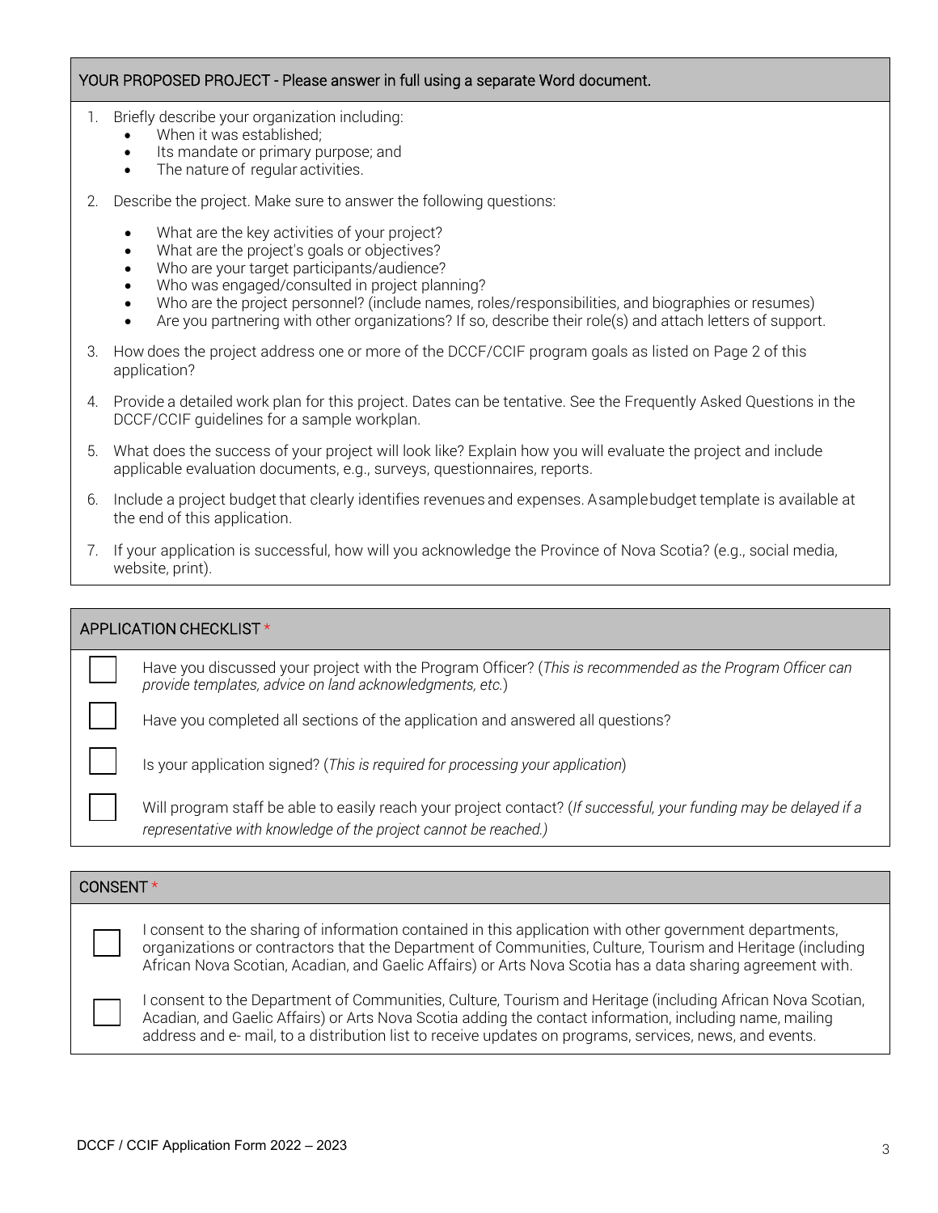## YOUR PROPOSED PROJECT - Please answer in full using a separate Word document.

1. Briefly describe your organization including:
   - When it was established;
   - Its mandate or primary purpose; and
   - The nature of regular activities.
2. Describe the project. Make sure to answer the following questions:
   - What are the key activities of your project?
   - What are the project's goals or objectives?
   - Who are your target participants/audience?
   - Who was engaged/consulted in project planning?
   - Who are the project personnel? (include names, roles/responsibilities, and biographies or resumes)
   - Are you partnering with other organizations? If so, describe their role(s) and attach letters of support.
3. How does the project address one or more of the DCCF/CCIF program goals as listed on Page 2 of this application?
4. Provide a detailed work plan for this project. Dates can be tentative. See the Frequently Asked Questions in the DCCF/CCIF guidelines for a sample workplan.
5. What does the success of your project will look like? Explain how you will evaluate the project and include applicable evaluation documents, e.g., surveys, questionnaires, reports.
6. Include a project budget that clearly identifies revenues and expenses. A sample budget template is available at the end of this application.
7. If your application is successful, how will you acknowledge the Province of Nova Scotia? (e.g., social media, website, print).

## APPLICATION CHECKLIST *

- [ ] Have you discussed your project with the Program Officer? (*This is recommended as the Program Officer can provide templates, advice on land acknowledgments, etc.*)
- [ ] Have you completed all sections of the application and answered all questions?
- [ ] Is your application signed? (*This is required for processing your application*)
- [ ] Will program staff be able to easily reach your project contact? (*If successful, your funding may be delayed if a representative with knowledge of the project cannot be reached.)*

## CONSENT *

- [ ] I consent to the sharing of information contained in this application with other government departments, organizations or contractors that the Department of Communities, Culture, Tourism and Heritage (including African Nova Scotian, Acadian, and Gaelic Affairs) or Arts Nova Scotia has a data sharing agreement with.
- [ ] I consent to the Department of Communities, Culture, Tourism and Heritage (including African Nova Scotian, Acadian, and Gaelic Affairs) or Arts Nova Scotia adding the contact information, including name, mailing address and e- mail, to a distribution list to receive updates on programs, services, news, and events.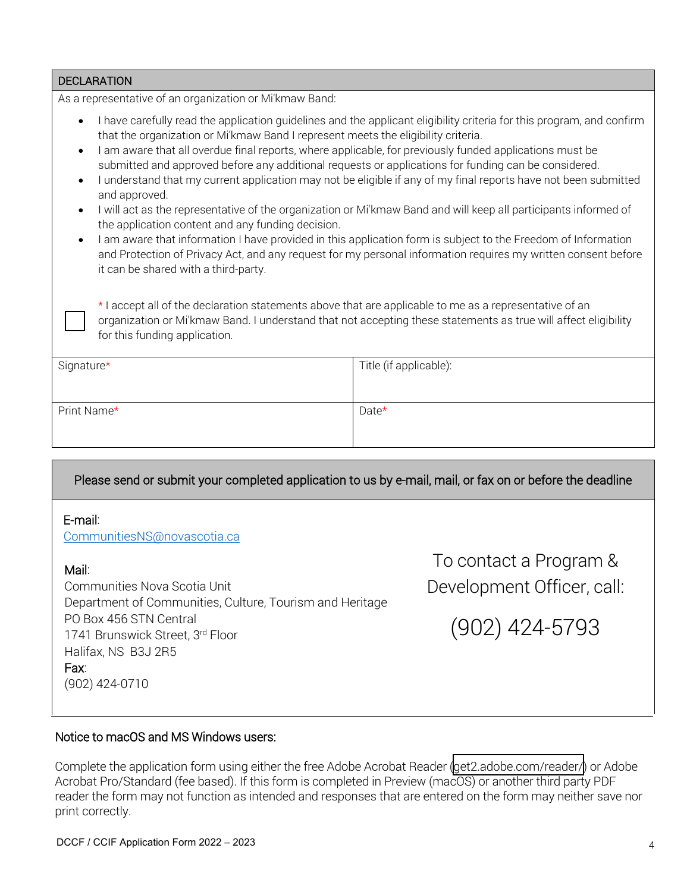## DECLARATION

As a representative of an organization or Mi'kmaw Band:

- I have carefully read the application guidelines and the applicant eligibility criteria for this program, and confirm that the organization or Mi'kmaw Band I represent meets the eligibility criteria.
- I am aware that all overdue final reports, where applicable, for previously funded applications must be submitted and approved before any additional requests or applications for funding can be considered.
- I understand that my current application may not be eligible if any of my final reports have not been submitted and approved.
- I will act as the representative of the organization or Mi'kmaw Band and will keep all participants informed of the application content and any funding decision.
- I am aware that information I have provided in this application form is subject to the Freedom of Information and Protection of Privacy Act, and any request for my personal information requires my written consent before it can be shared with a third-party.

☐ * I accept all of the declaration statements above that are applicable to me as a representative of an organization or Mi'kmaw Band. I understand that not accepting these statements as true will affect eligibility for this funding application.

| Signature* | Title (if applicable): |
|---|---|
| Print Name* | Date* |

## Please send or submit your completed application to us by e-mail, mail, or fax on or before the deadline

**E-mail**:
CommunitiesNS@novascotia.ca

**Mail**:
Communities Nova Scotia Unit
Department of Communities, Culture, Tourism and Heritage
PO Box 456 STN Central
1741 Brunswick Street, 3rd Floor
Halifax, NS B3J 2R5

**Fax**:
(902) 424-0710

To contact a Program & Development Officer, call:

(902) 424-5793

### Notice to macOS and MS Windows users:

Complete the application form using either the free Adobe Acrobat Reader (get2.adobe.com/reader/) or Adobe Acrobat Pro/Standard (fee based). If this form is completed in Preview (macOS) or another third party PDF reader the form may not function as intended and responses that are entered on the form may neither save nor print correctly.

DCCF / CCIF Application Form 2022 – 2023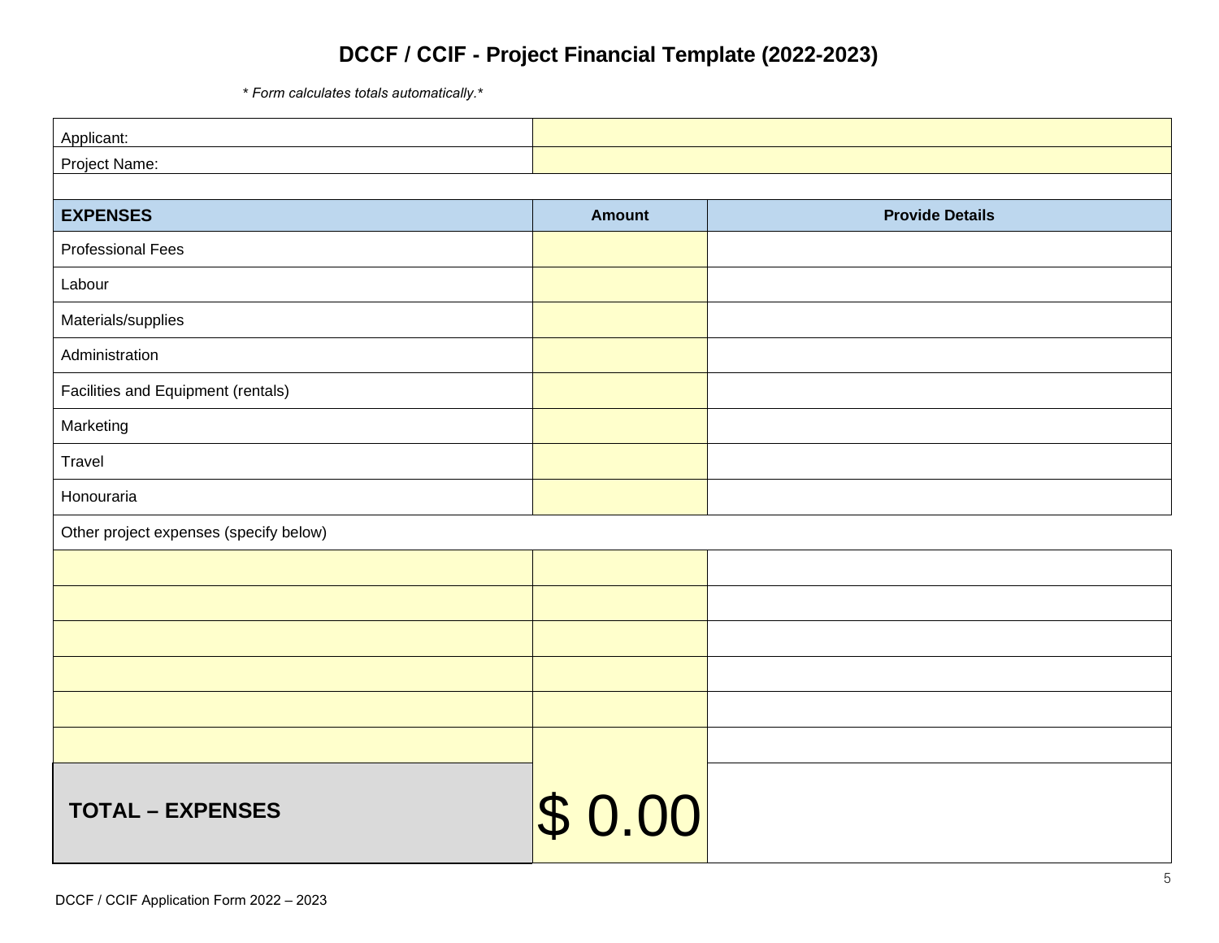# DCCF / CCIF - Project Financial Template (2022-2023)

*\* Form calculates totals automatically.\**

| Applicant: | |
|---|---|
| Project Name: | |

| EXPENSES | Amount | Provide Details |
|---|---|---|
| Professional Fees | | |
| Labour | | |
| Materials/supplies | | |
| Administration | | |
| Facilities and Equipment (rentals) | | |
| Marketing | | |
| Travel | | |
| Honouraria | | |
| Other project expenses (specify below) | | |
| | | |
| | | |
| | | |
| | | |
| | | |
| | | |
| **TOTAL – EXPENSES** | $ 0.00 | |

DCCF / CCIF Application Form 2022 – 2023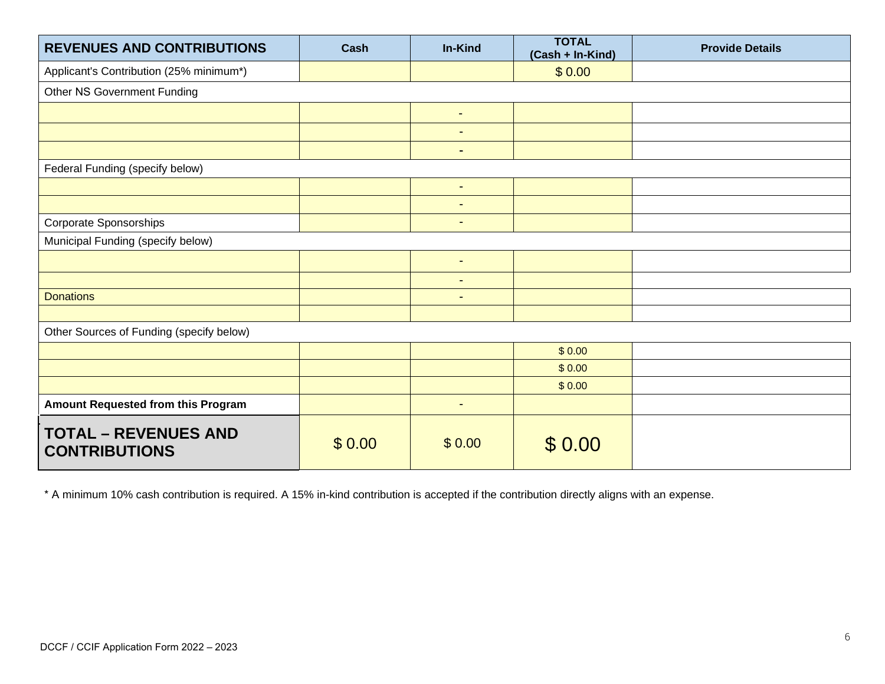| REVENUES AND CONTRIBUTIONS | Cash | In-Kind | TOTAL (Cash + In-Kind) | Provide Details |
|---|---|---|---|---|
| Applicant's Contribution (25% minimum*) | | | $ 0.00 | |
| Other NS Government Funding | | | | |
| | | - | | |
| | | - | | |
| | | - | | |
| Federal Funding (specify below) | | | | |
| | | - | | |
| | | - | | |
| Corporate Sponsorships | | - | | |
| Municipal Funding (specify below) | | | | |
| | | - | | |
| | | - | | |
| Donations | | - | | |
| | | | | |
| Other Sources of Funding (specify below) | | | | |
| | | | $ 0.00 | |
| | | | $ 0.00 | |
| | | | $ 0.00 | |
| **Amount Requested from this Program** | | - | | |
| **TOTAL – REVENUES AND CONTRIBUTIONS** | $ 0.00 | $ 0.00 | $ 0.00 | |

* A minimum 10% cash contribution is required. A 15% in-kind contribution is accepted if the contribution directly aligns with an expense.